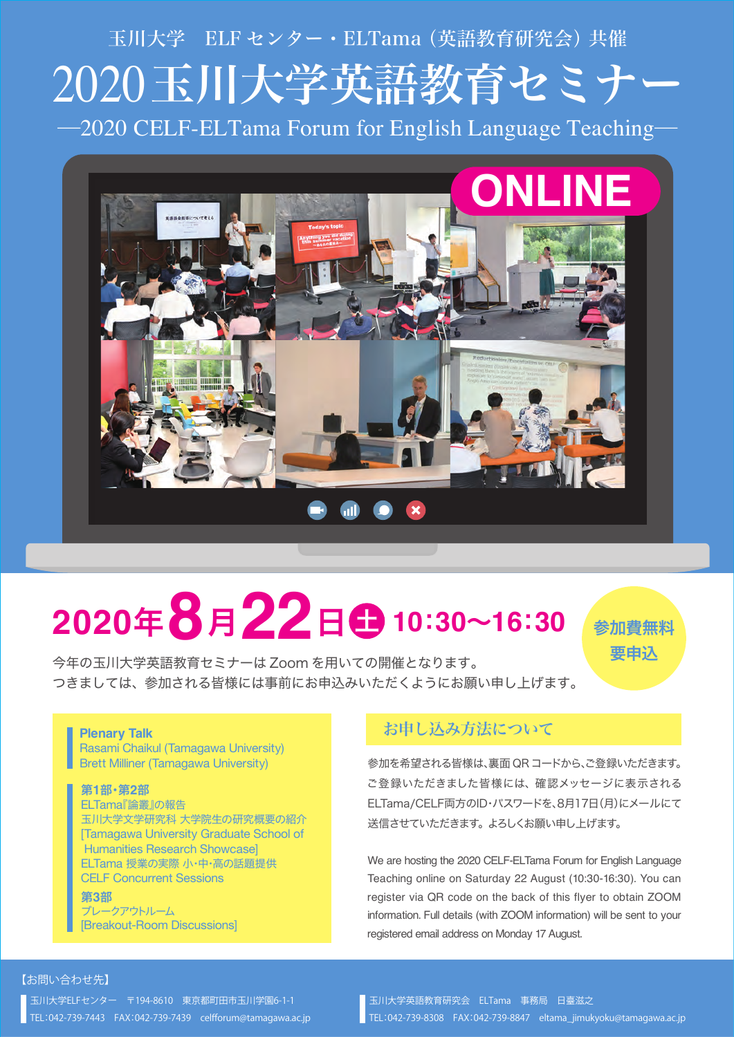玉川大学　ELF センター・ELTama（英語教育研究会）共催

# 2020 玉川大学英語教育セミナー

—2020 CELF-ELTama Forum for English Language Teaching—

**ONLINE**

## 2020年8月22日(土) 10:30〜16:30

**参加費無料**
**要申込**

今年の玉川大学英語教育セミナーは Zoom を用いての開催となります。
つきましては、参加される皆様には事前にお申込みいただくようにお願い申し上げます。

**Plenary Talk**
Rasami Chaikul (Tamagawa University)
Brett Milliner (Tamagawa University)

**第1部・第2部**
ELTama『論叢』の報告
玉川大学文学研究科 大学院生の研究概要の紹介
[Tamagawa University Graduate School of Humanities Research Showcase]
ELTama 授業の実際 小･中･高の話題提供
CELF Concurrent Sessions

**第3部**
ブレークアウトルーム
[Breakout-Room Discussions]

## お申し込み方法について

参加を希望される皆様は、裏面 QR コードから、ご登録いただきます。ご登録いただきました皆様には、確認メッセージに表示されるELTama/CELF両方のID･パスワードを、8月17日(月)にメールにて送信させていただきます。よろしくお願い申し上げます。

We are hosting the 2020 CELF-ELTama Forum for English Language Teaching online on Saturday 22 August (10:30-16:30). You can register via QR code on the back of this flyer to obtain ZOOM information. Full details (with ZOOM information) will be sent to your registered email address on Monday 17 August.

【お問い合わせ先】

玉川大学ELFセンター　〒194-8610　東京都町田市玉川学園6-1-1
TEL:042-739-7443　FAX:042-739-7439　celfforum@tamagawa.ac.jp

玉川大学英語教育研究会　ELTama　事務局　日臺滋之
TEL:042-739-8308　FAX:042-739-8847　eltama_jimukyoku@tamagawa.ac.jp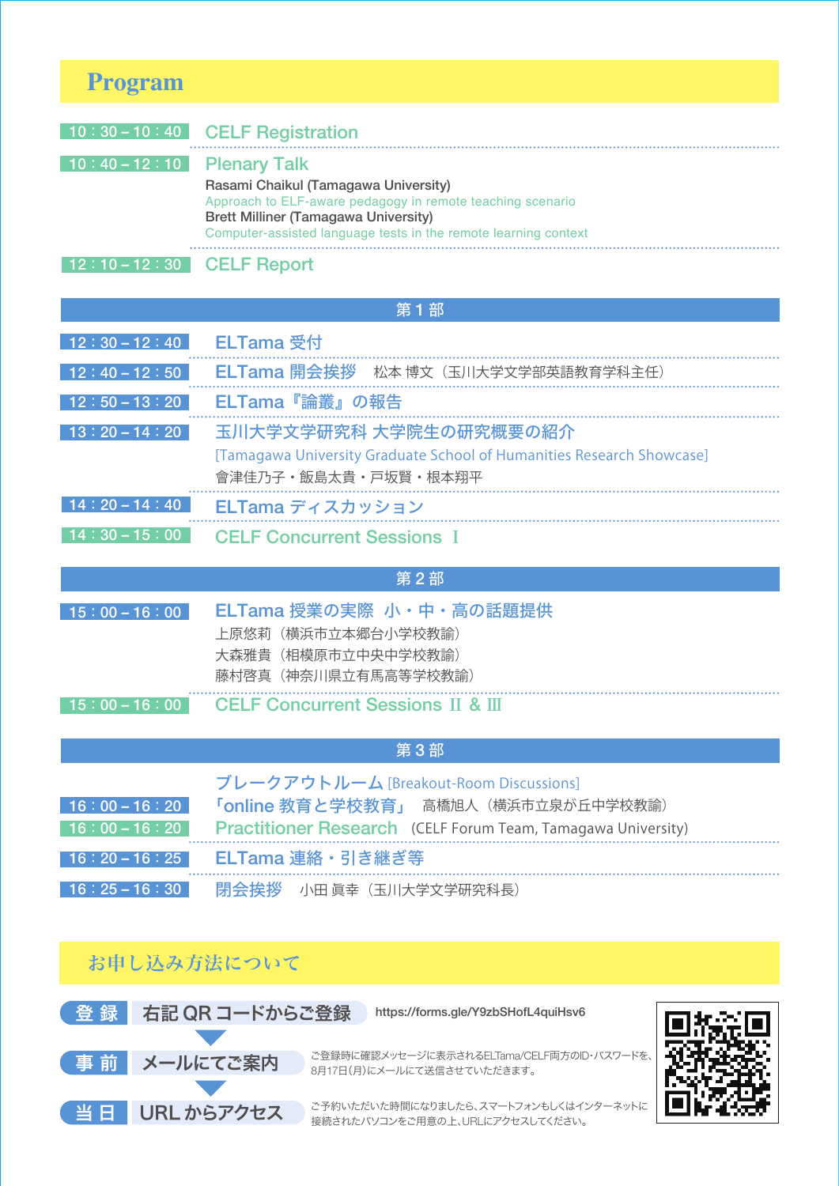# Program

| | |
|---|---|
| 10：30－10：40 | CELF Registration |
| 10：40－12：10 | Plenary Talk<br>Rasami Chaikul (Tamagawa University)<br>Approach to ELF-aware pedagogy in remote teaching scenario<br>Brett Milliner (Tamagawa University)<br>Computer-assisted language tests in the remote learning context |
| 12：10－12：30 | CELF Report |

## 第 1 部

| | |
|---|---|
| 12：30－12：40 | ELTama 受付 |
| 12：40－12：50 | ELTama 開会挨拶　松本 博文（玉川大学文学部英語教育学科主任） |
| 12：50－13：20 | ELTama『論叢』の報告 |
| 13：20－14：20 | 玉川大学文学研究科 大学院生の研究概要の紹介<br>[Tamagawa University Graduate School of Humanities Research Showcase]<br>會津佳乃子・飯島太貴・戸坂賢・根本翔平 |
| 14：20－14：40 | ELTama ディスカッション |
| 14：30－15：00 | CELF Concurrent Sessions Ⅰ |

## 第 2 部

| | |
|---|---|
| 15：00－16：00 | ELTama 授業の実際　小・中・高の話題提供<br>上原悠莉（横浜市立本郷台小学校教諭）<br>大森雅貴（相模原市立中央中学校教諭）<br>藤村啓真（神奈川県立有馬高等学校教諭） |
| 15：00－16：00 | CELF Concurrent Sessions Ⅱ & Ⅲ |

## 第 3 部

| | |
|---|---|
| | ブレークアウトルーム [Breakout-Room Discussions] |
| 16：00－16：20 | 「online 教育と学校教育」　高橋旭人（横浜市立泉が丘中学校教諭） |
| 16：00－16：20 | Practitioner Research　(CELF Forum Team, Tamagawa University) |
| 16：20－16：25 | ELTama 連絡・引き継ぎ等 |
| 16：25－16：30 | 閉会挨拶　小田 眞幸（玉川大学文学研究科長） |

# お申し込み方法について

**登 録**　右記 QR コードからご登録　https://forms.gle/Y9zbSHofL4quiHsv6

▼

**事 前**　メールにてご案内　ご登録時に確認メッセージに表示されるELTama/CELF両方のID・パスワードを、8月17日(月)にメールにて送信させていただきます。

▼

**当 日**　URL からアクセス　ご予約いただいた時間になりましたら、スマートフォンもしくはインターネットに接続されたパソコンをご用意の上、URLにアクセスしてください。